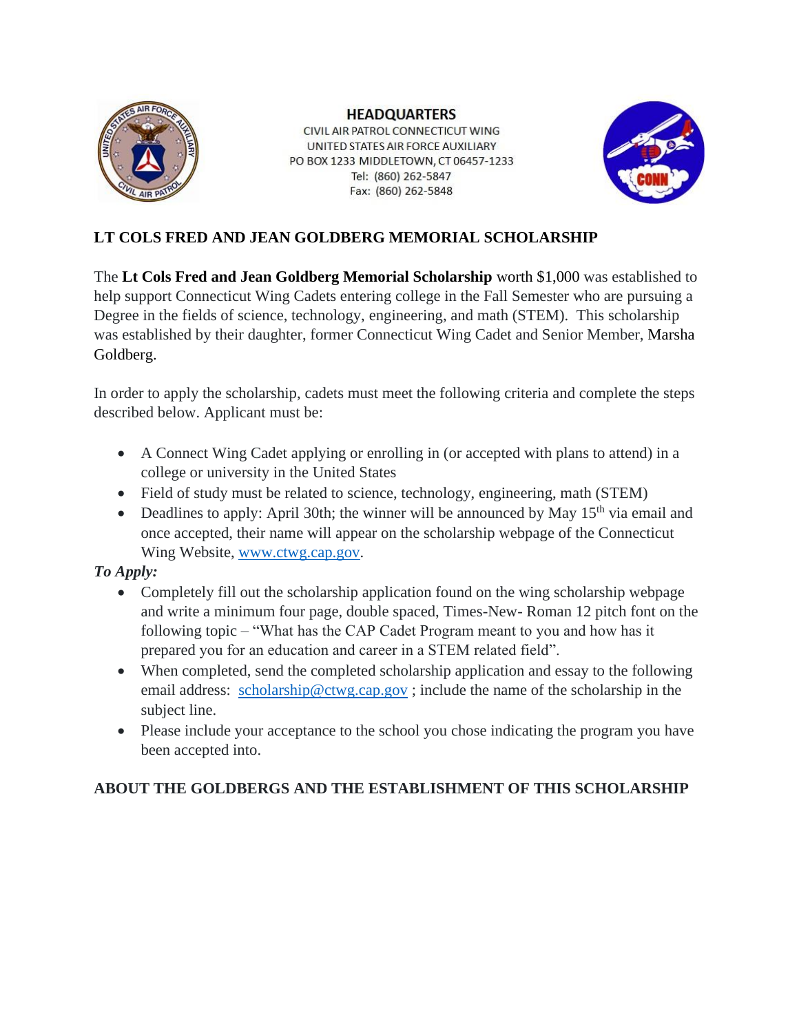**HEADQUARTERS**
CIVIL AIR PATROL CONNECTICUT WING
UNITED STATES AIR FORCE AUXILIARY
PO BOX 1233 MIDDLETOWN, CT 06457-1233
Tel: (860) 262-5847
Fax: (860) 262-5848

## LT COLS FRED AND JEAN GOLDBERG MEMORIAL SCHOLARSHIP

The **Lt Cols Fred and Jean Goldberg Memorial Scholarship** worth $1,000 was established to help support Connecticut Wing Cadets entering college in the Fall Semester who are pursuing a Degree in the fields of science, technology, engineering, and math (STEM). This scholarship was established by their daughter, former Connecticut Wing Cadet and Senior Member, Marsha Goldberg.

In order to apply the scholarship, cadets must meet the following criteria and complete the steps described below. Applicant must be:

- A Connect Wing Cadet applying or enrolling in (or accepted with plans to attend) in a college or university in the United States
- Field of study must be related to science, technology, engineering, math (STEM)
- Deadlines to apply: April 30th; the winner will be announced by May 15th via email and once accepted, their name will appear on the scholarship webpage of the Connecticut Wing Website, [www.ctwg.cap.gov](www.ctwg.cap.gov).

***To Apply:***

- Completely fill out the scholarship application found on the wing scholarship webpage and write a minimum four page, double spaced, Times-New- Roman 12 pitch font on the following topic – "What has the CAP Cadet Program meant to you and how has it prepared you for an education and career in a STEM related field".
- When completed, send the completed scholarship application and essay to the following email address: [scholarship@ctwg.cap.gov](mailto:scholarship@ctwg.cap.gov) ; include the name of the scholarship in the subject line.
- Please include your acceptance to the school you chose indicating the program you have been accepted into.

## ABOUT THE GOLDBERGS AND THE ESTABLISHMENT OF THIS SCHOLARSHIP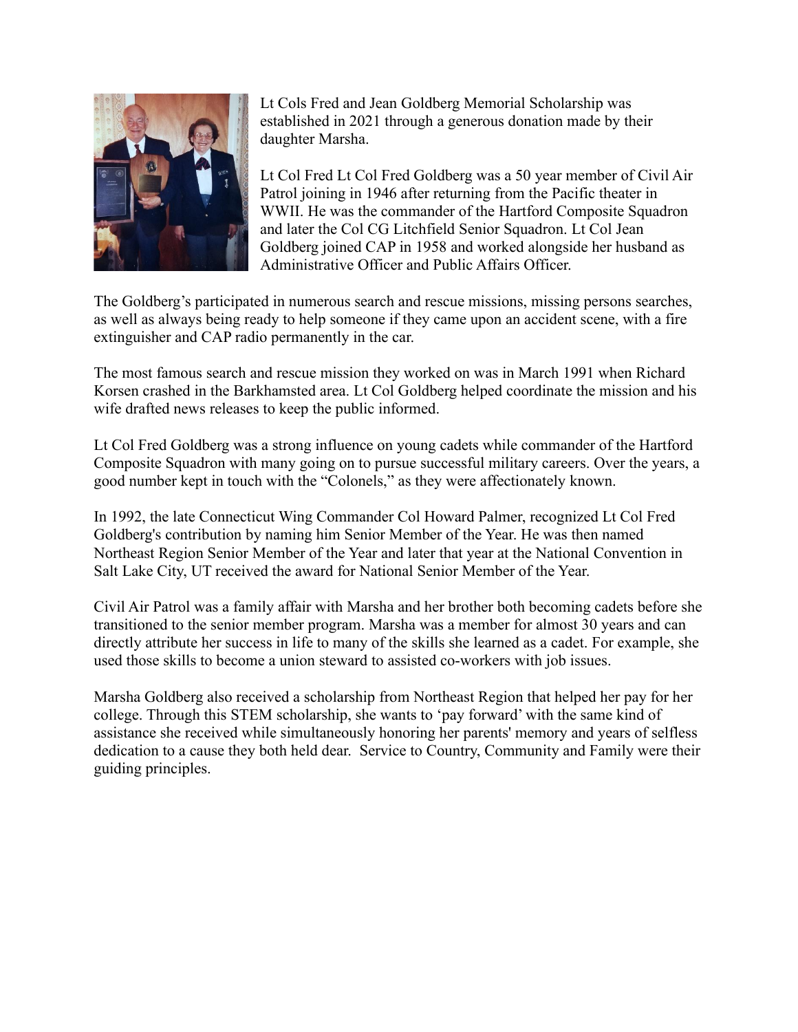Lt Cols Fred and Jean Goldberg Memorial Scholarship was established in 2021 through a generous donation made by their daughter Marsha.

Lt Col Fred Lt Col Fred Goldberg was a 50 year member of Civil Air Patrol joining in 1946 after returning from the Pacific theater in WWII. He was the commander of the Hartford Composite Squadron and later the Col CG Litchfield Senior Squadron. Lt Col Jean Goldberg joined CAP in 1958 and worked alongside her husband as Administrative Officer and Public Affairs Officer.

The Goldberg's participated in numerous search and rescue missions, missing persons searches, as well as always being ready to help someone if they came upon an accident scene, with a fire extinguisher and CAP radio permanently in the car.

The most famous search and rescue mission they worked on was in March 1991 when Richard Korsen crashed in the Barkhamsted area. Lt Col Goldberg helped coordinate the mission and his wife drafted news releases to keep the public informed.

Lt Col Fred Goldberg was a strong influence on young cadets while commander of the Hartford Composite Squadron with many going on to pursue successful military careers. Over the years, a good number kept in touch with the "Colonels," as they were affectionately known.

In 1992, the late Connecticut Wing Commander Col Howard Palmer, recognized Lt Col Fred Goldberg's contribution by naming him Senior Member of the Year. He was then named Northeast Region Senior Member of the Year and later that year at the National Convention in Salt Lake City, UT received the award for National Senior Member of the Year.

Civil Air Patrol was a family affair with Marsha and her brother both becoming cadets before she transitioned to the senior member program. Marsha was a member for almost 30 years and can directly attribute her success in life to many of the skills she learned as a cadet. For example, she used those skills to become a union steward to assisted co-workers with job issues.

Marsha Goldberg also received a scholarship from Northeast Region that helped her pay for her college. Through this STEM scholarship, she wants to 'pay forward' with the same kind of assistance she received while simultaneously honoring her parents' memory and years of selfless dedication to a cause they both held dear. Service to Country, Community and Family were their guiding principles.